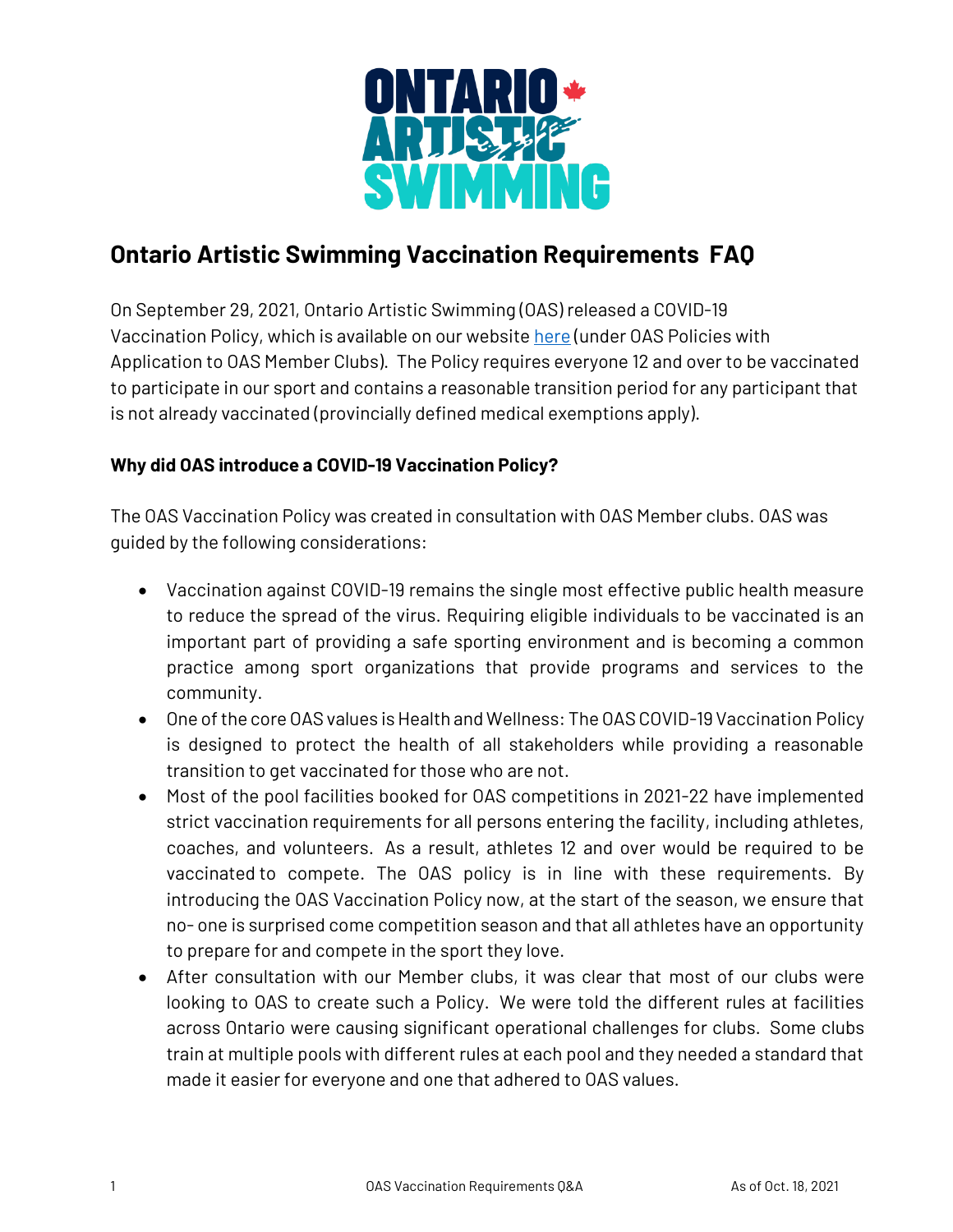# Ontario Artistic Swimming Vaccination Requirements FAQ

On September 29, 2021, Ontario Artistic Swimming (OAS) released a COVID-19 Vaccination Policy, which is available on our website here (under OAS Policies with Application to OAS Member Clubs). The Policy requires everyone 12 and over to be vaccinated to participate in our sport and contains a reasonable transition period for any participant that is not already vaccinated (provincially defined medical exemptions apply).

**Why did OAS introduce a COVID-19 Vaccination Policy?**

The OAS Vaccination Policy was created in consultation with OAS Member clubs. OAS was guided by the following considerations:

- Vaccination against COVID-19 remains the single most effective public health measure to reduce the spread of the virus. Requiring eligible individuals to be vaccinated is an important part of providing a safe sporting environment and is becoming a common practice among sport organizations that provide programs and services to the community.
- One of the core OAS values is Health and Wellness: The OAS COVID-19 Vaccination Policy is designed to protect the health of all stakeholders while providing a reasonable transition to get vaccinated for those who are not.
- Most of the pool facilities booked for OAS competitions in 2021-22 have implemented strict vaccination requirements for all persons entering the facility, including athletes, coaches, and volunteers. As a result, athletes 12 and over would be required to be vaccinated to compete. The OAS policy is in line with these requirements. By introducing the OAS Vaccination Policy now, at the start of the season, we ensure that no- one is surprised come competition season and that all athletes have an opportunity to prepare for and compete in the sport they love.
- After consultation with our Member clubs, it was clear that most of our clubs were looking to OAS to create such a Policy. We were told the different rules at facilities across Ontario were causing significant operational challenges for clubs. Some clubs train at multiple pools with different rules at each pool and they needed a standard that made it easier for everyone and one that adhered to OAS values.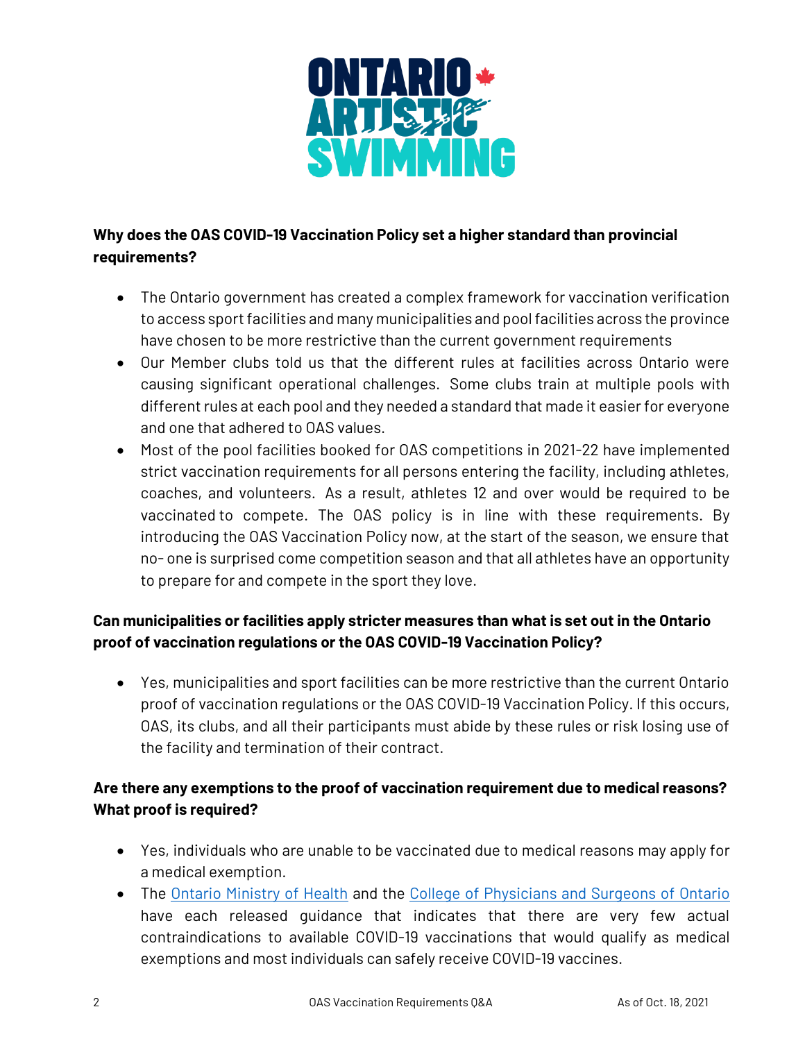**Why does the OAS COVID-19 Vaccination Policy set a higher standard than provincial requirements?**

- The Ontario government has created a complex framework for vaccination verification to access sport facilities and many municipalities and pool facilities across the province have chosen to be more restrictive than the current government requirements
- Our Member clubs told us that the different rules at facilities across Ontario were causing significant operational challenges. Some clubs train at multiple pools with different rules at each pool and they needed a standard that made it easier for everyone and one that adhered to OAS values.
- Most of the pool facilities booked for OAS competitions in 2021-22 have implemented strict vaccination requirements for all persons entering the facility, including athletes, coaches, and volunteers. As a result, athletes 12 and over would be required to be vaccinated to compete. The OAS policy is in line with these requirements. By introducing the OAS Vaccination Policy now, at the start of the season, we ensure that no- one is surprised come competition season and that all athletes have an opportunity to prepare for and compete in the sport they love.

**Can municipalities or facilities apply stricter measures than what is set out in the Ontario proof of vaccination regulations or the OAS COVID-19 Vaccination Policy?**

- Yes, municipalities and sport facilities can be more restrictive than the current Ontario proof of vaccination regulations or the OAS COVID-19 Vaccination Policy. If this occurs, OAS, its clubs, and all their participants must abide by these rules or risk losing use of the facility and termination of their contract.

**Are there any exemptions to the proof of vaccination requirement due to medical reasons? What proof is required?**

- Yes, individuals who are unable to be vaccinated due to medical reasons may apply for a medical exemption.
- The Ontario Ministry of Health and the College of Physicians and Surgeons of Ontario have each released guidance that indicates that there are very few actual contraindications to available COVID-19 vaccinations that would qualify as medical exemptions and most individuals can safely receive COVID-19 vaccines.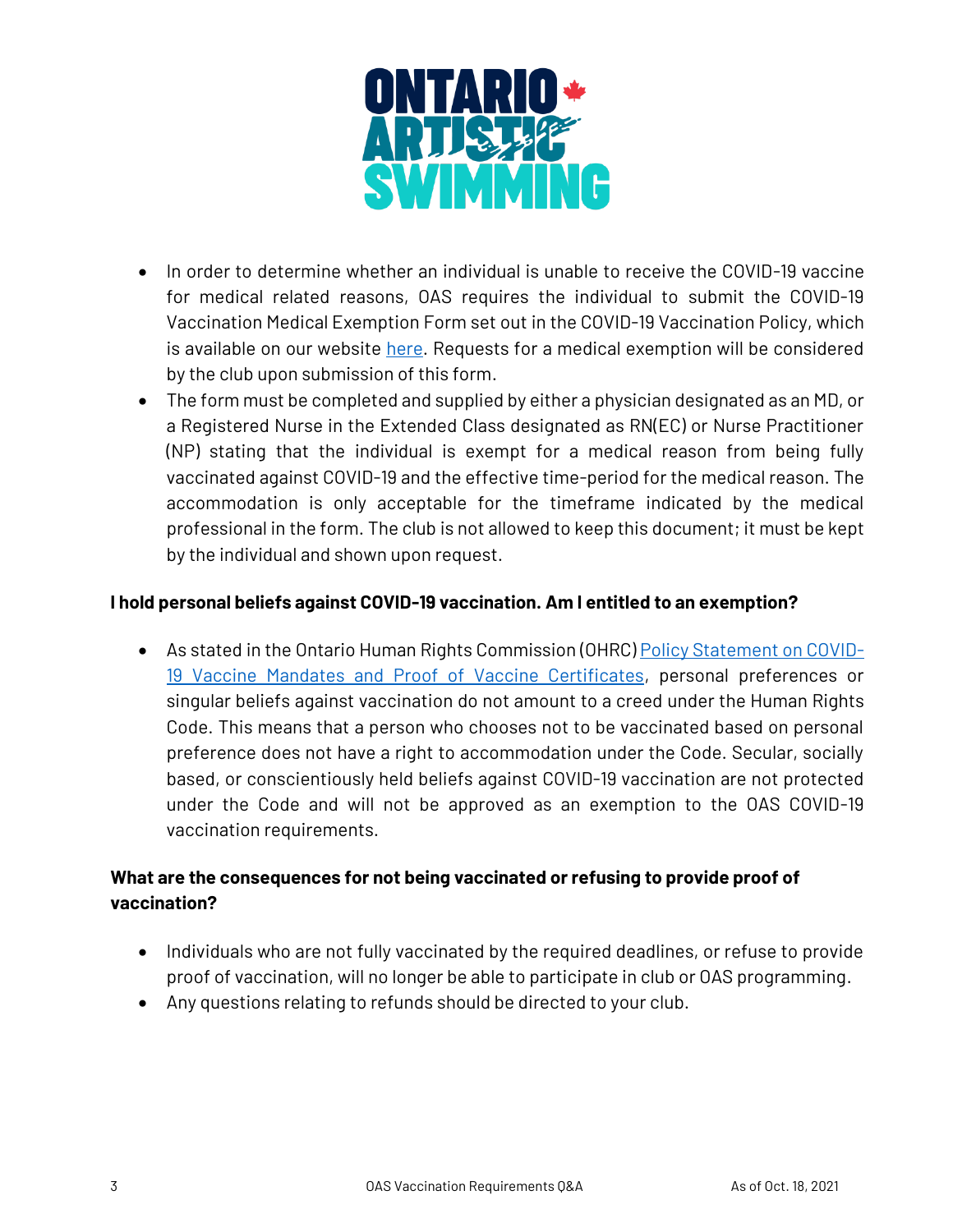- In order to determine whether an individual is unable to receive the COVID-19 vaccine for medical related reasons, OAS requires the individual to submit the COVID-19 Vaccination Medical Exemption Form set out in the COVID-19 Vaccination Policy, which is available on our website [here](). Requests for a medical exemption will be considered by the club upon submission of this form.
- The form must be completed and supplied by either a physician designated as an MD, or a Registered Nurse in the Extended Class designated as RN(EC) or Nurse Practitioner (NP) stating that the individual is exempt for a medical reason from being fully vaccinated against COVID-19 and the effective time-period for the medical reason. The accommodation is only acceptable for the timeframe indicated by the medical professional in the form. The club is not allowed to keep this document; it must be kept by the individual and shown upon request.

**I hold personal beliefs against COVID-19 vaccination. Am I entitled to an exemption?**

- As stated in the Ontario Human Rights Commission (OHRC) [Policy Statement on COVID-19 Vaccine Mandates and Proof of Vaccine Certificates](), personal preferences or singular beliefs against vaccination do not amount to a creed under the Human Rights Code. This means that a person who chooses not to be vaccinated based on personal preference does not have a right to accommodation under the Code. Secular, socially based, or conscientiously held beliefs against COVID-19 vaccination are not protected under the Code and will not be approved as an exemption to the OAS COVID-19 vaccination requirements.

**What are the consequences for not being vaccinated or refusing to provide proof of vaccination?**

- Individuals who are not fully vaccinated by the required deadlines, or refuse to provide proof of vaccination, will no longer be able to participate in club or OAS programming.
- Any questions relating to refunds should be directed to your club.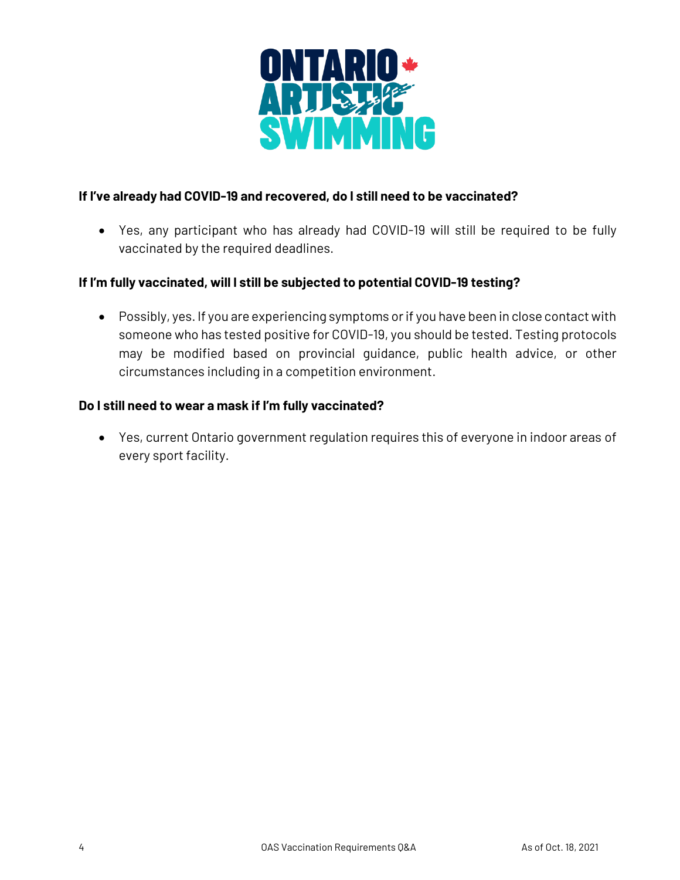**If I've already had COVID-19 and recovered, do I still need to be vaccinated?**

- Yes, any participant who has already had COVID-19 will still be required to be fully vaccinated by the required deadlines.

**If I'm fully vaccinated, will I still be subjected to potential COVID-19 testing?**

- Possibly, yes. If you are experiencing symptoms or if you have been in close contact with someone who has tested positive for COVID-19, you should be tested. Testing protocols may be modified based on provincial guidance, public health advice, or other circumstances including in a competition environment.

**Do I still need to wear a mask if I'm fully vaccinated?**

- Yes, current Ontario government regulation requires this of everyone in indoor areas of every sport facility.